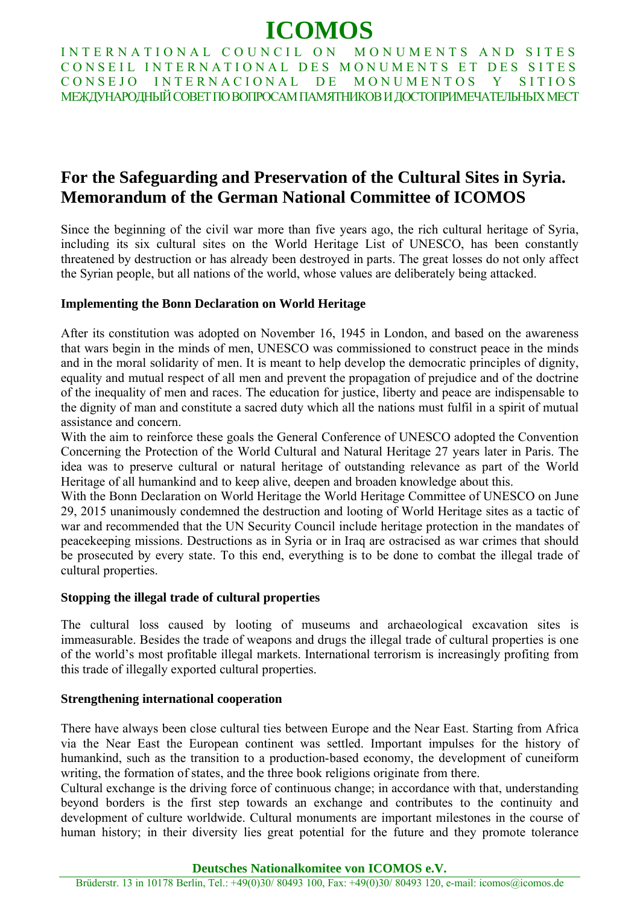# ICOMOS

INTERNATIONAL COUNCIL ON MONUMENTS AND SITES
CONSEIL INTERNATIONAL DES MONUMENTS ET DES SITES
CONSEJO INTERNACIONAL DE MONUMENTOS Y SITIOS
МЕЖДУНАРОДНЫЙ СОВЕТ ПО ВОПРОСАМ ПАМЯТНИКОВ И ДОСТОПРИМЕЧАТЕЛЬНЫХ МЕСТ

## For the Safeguarding and Preservation of the Cultural Sites in Syria. Memorandum of the German National Committee of ICOMOS

Since the beginning of the civil war more than five years ago, the rich cultural heritage of Syria, including its six cultural sites on the World Heritage List of UNESCO, has been constantly threatened by destruction or has already been destroyed in parts. The great losses do not only affect the Syrian people, but all nations of the world, whose values are deliberately being attacked.

### Implementing the Bonn Declaration on World Heritage

After its constitution was adopted on November 16, 1945 in London, and based on the awareness that wars begin in the minds of men, UNESCO was commissioned to construct peace in the minds and in the moral solidarity of men. It is meant to help develop the democratic principles of dignity, equality and mutual respect of all men and prevent the propagation of prejudice and of the doctrine of the inequality of men and races. The education for justice, liberty and peace are indispensable to the dignity of man and constitute a sacred duty which all the nations must fulfil in a spirit of mutual assistance and concern.
With the aim to reinforce these goals the General Conference of UNESCO adopted the Convention Concerning the Protection of the World Cultural and Natural Heritage 27 years later in Paris. The idea was to preserve cultural or natural heritage of outstanding relevance as part of the World Heritage of all humankind and to keep alive, deepen and broaden knowledge about this.
With the Bonn Declaration on World Heritage the World Heritage Committee of UNESCO on June 29, 2015 unanimously condemned the destruction and looting of World Heritage sites as a tactic of war and recommended that the UN Security Council include heritage protection in the mandates of peacekeeping missions. Destructions as in Syria or in Iraq are ostracised as war crimes that should be prosecuted by every state. To this end, everything is to be done to combat the illegal trade of cultural properties.

### Stopping the illegal trade of cultural properties

The cultural loss caused by looting of museums and archaeological excavation sites is immeasurable. Besides the trade of weapons and drugs the illegal trade of cultural properties is one of the world's most profitable illegal markets. International terrorism is increasingly profiting from this trade of illegally exported cultural properties.

### Strengthening international cooperation

There have always been close cultural ties between Europe and the Near East. Starting from Africa via the Near East the European continent was settled. Important impulses for the history of humankind, such as the transition to a production-based economy, the development of cuneiform writing, the formation of states, and the three book religions originate from there.
Cultural exchange is the driving force of continuous change; in accordance with that, understanding beyond borders is the first step towards an exchange and contributes to the continuity and development of culture worldwide. Cultural monuments are important milestones in the course of human history; in their diversity lies great potential for the future and they promote tolerance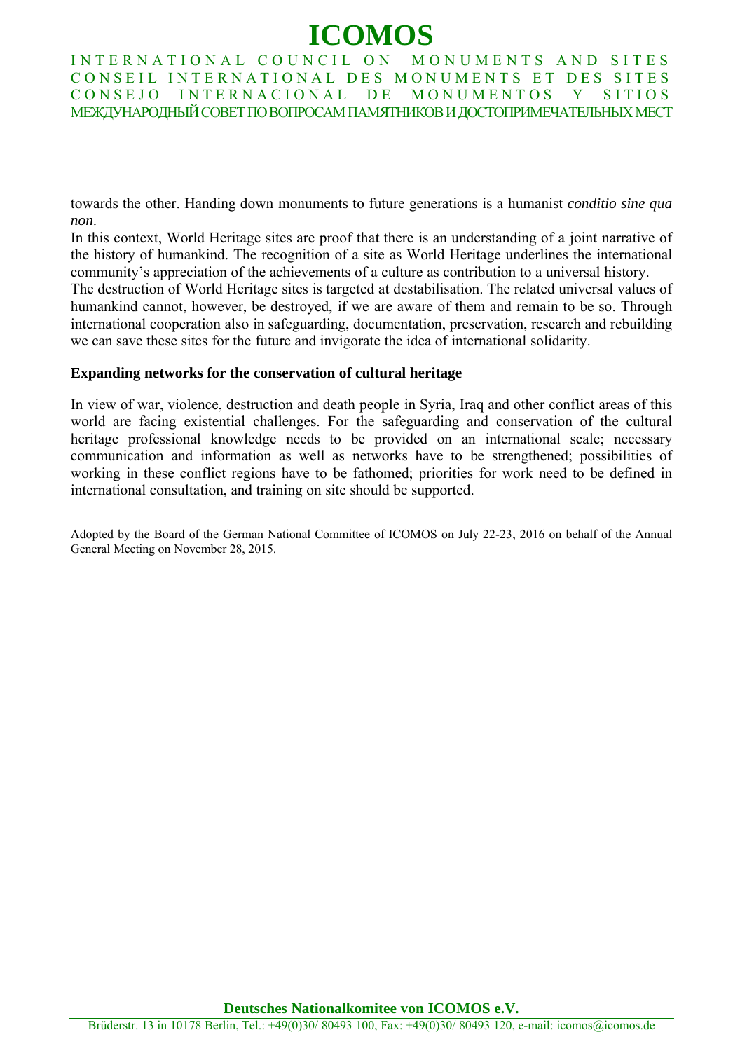towards the other. Handing down monuments to future generations is a humanist *conditio sine qua non*.

In this context, World Heritage sites are proof that there is an understanding of a joint narrative of the history of humankind. The recognition of a site as World Heritage underlines the international community's appreciation of the achievements of a culture as contribution to a universal history.

The destruction of World Heritage sites is targeted at destabilisation. The related universal values of humankind cannot, however, be destroyed, if we are aware of them and remain to be so. Through international cooperation also in safeguarding, documentation, preservation, research and rebuilding we can save these sites for the future and invigorate the idea of international solidarity.

**Expanding networks for the conservation of cultural heritage**

In view of war, violence, destruction and death people in Syria, Iraq and other conflict areas of this world are facing existential challenges. For the safeguarding and conservation of the cultural heritage professional knowledge needs to be provided on an international scale; necessary communication and information as well as networks have to be strengthened; possibilities of working in these conflict regions have to be fathomed; priorities for work need to be defined in international consultation, and training on site should be supported.

Adopted by the Board of the German National Committee of ICOMOS on July 22-23, 2016 on behalf of the Annual General Meeting on November 28, 2015.